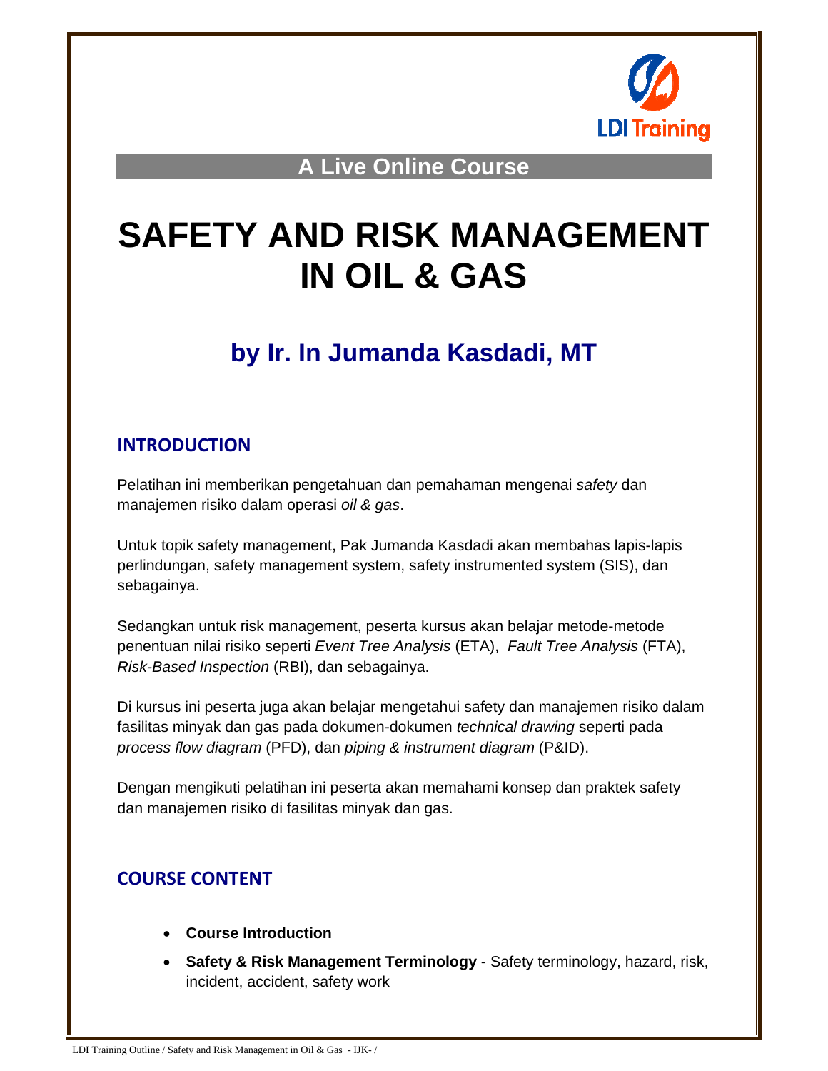A Live Online Course

# SAFETY AND RISK MANAGEMENT IN OIL & GAS

## by Ir. In Jumanda Kasdadi, MT

## INTRODUCTION

Pelatihan ini memberikan pengetahuan dan pemahaman mengenai *safety* dan manajemen risiko dalam operasi *oil & gas*.

Untuk topik safety management, Pak Jumanda Kasdadi akan membahas lapis-lapis perlindungan, safety management system, safety instrumented system (SIS), dan sebagainya.

Sedangkan untuk risk management, peserta kursus akan belajar metode-metode penentuan nilai risiko seperti *Event Tree Analysis* (ETA), *Fault Tree Analysis* (FTA), *Risk-Based Inspection* (RBI), dan sebagainya.

Di kursus ini peserta juga akan belajar mengetahui safety dan manajemen risiko dalam fasilitas minyak dan gas pada dokumen-dokumen *technical drawing* seperti pada *process flow diagram* (PFD), dan *piping & instrument diagram* (P&ID).

Dengan mengikuti pelatihan ini peserta akan memahami konsep dan praktek safety dan manajemen risiko di fasilitas minyak dan gas.

## COURSE CONTENT

- **Course Introduction**
- **Safety & Risk Management Terminology** - Safety terminology, hazard, risk, incident, accident, safety work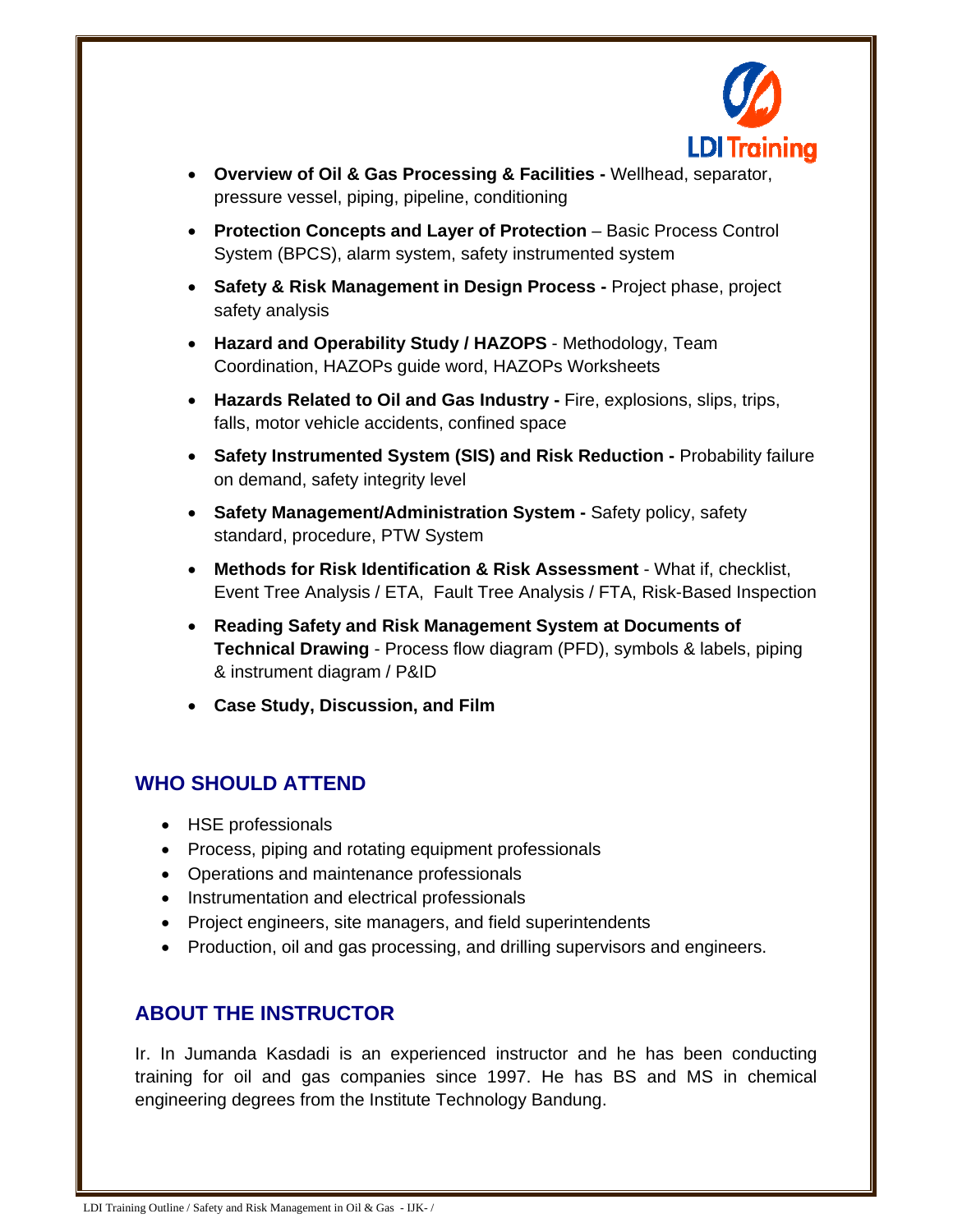- **Overview of Oil & Gas Processing & Facilities -** Wellhead, separator, pressure vessel, piping, pipeline, conditioning
- **Protection Concepts and Layer of Protection** – Basic Process Control System (BPCS), alarm system, safety instrumented system
- **Safety & Risk Management in Design Process -** Project phase, project safety analysis
- **Hazard and Operability Study / HAZOPS** - Methodology, Team Coordination, HAZOPs guide word, HAZOPs Worksheets
- **Hazards Related to Oil and Gas Industry -** Fire, explosions, slips, trips, falls, motor vehicle accidents, confined space
- **Safety Instrumented System (SIS) and Risk Reduction -** Probability failure on demand, safety integrity level
- **Safety Management/Administration System -** Safety policy, safety standard, procedure, PTW System
- **Methods for Risk Identification & Risk Assessment** - What if, checklist, Event Tree Analysis / ETA, Fault Tree Analysis / FTA, Risk-Based Inspection
- **Reading Safety and Risk Management System at Documents of Technical Drawing** - Process flow diagram (PFD), symbols & labels, piping & instrument diagram / P&ID
- **Case Study, Discussion, and Film**

## WHO SHOULD ATTEND

- HSE professionals
- Process, piping and rotating equipment professionals
- Operations and maintenance professionals
- Instrumentation and electrical professionals
- Project engineers, site managers, and field superintendents
- Production, oil and gas processing, and drilling supervisors and engineers.

## ABOUT THE INSTRUCTOR

Ir. In Jumanda Kasdadi is an experienced instructor and he has been conducting training for oil and gas companies since 1997. He has BS and MS in chemical engineering degrees from the Institute Technology Bandung.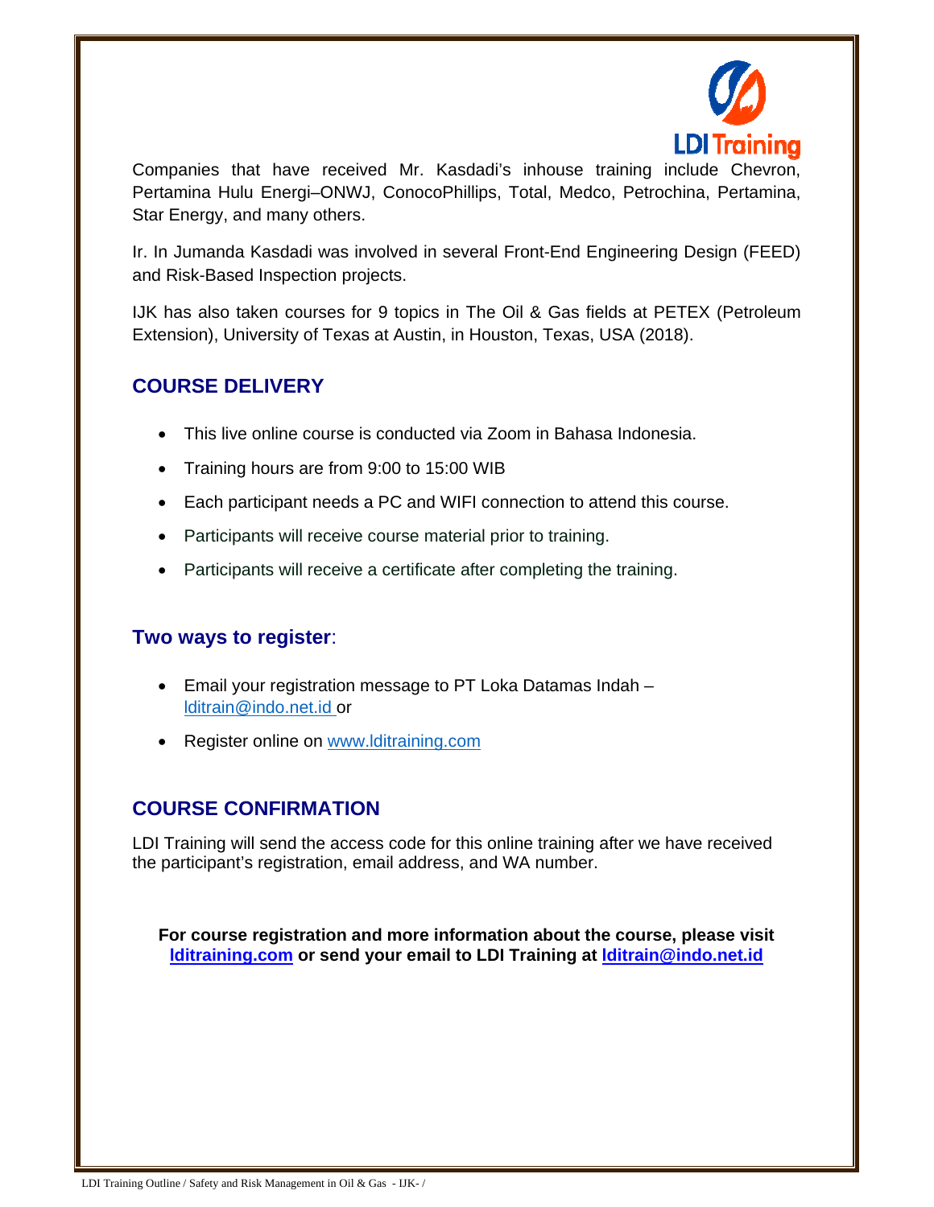Companies that have received Mr. Kasdadi's inhouse training include Chevron, Pertamina Hulu Energi–ONWJ, ConocoPhillips, Total, Medco, Petrochina, Pertamina, Star Energy, and many others.

Ir. In Jumanda Kasdadi was involved in several Front-End Engineering Design (FEED) and Risk-Based Inspection projects.

IJK has also taken courses for 9 topics in The Oil & Gas fields at PETEX (Petroleum Extension), University of Texas at Austin, in Houston, Texas, USA (2018).

## COURSE DELIVERY

- This live online course is conducted via Zoom in Bahasa Indonesia.
- Training hours are from 9:00 to 15:00 WIB
- Each participant needs a PC and WIFI connection to attend this course.
- Participants will receive course material prior to training.
- Participants will receive a certificate after completing the training.

## Two ways to register:

- Email your registration message to PT Loka Datamas Indah – lditrain@indo.net.id or
- Register online on www.lditraining.com

## COURSE CONFIRMATION

LDI Training will send the access code for this online training after we have received the participant's registration, email address, and WA number.

**For course registration and more information about the course, please visit lditraining.com or send your email to LDI Training at lditrain@indo.net.id**